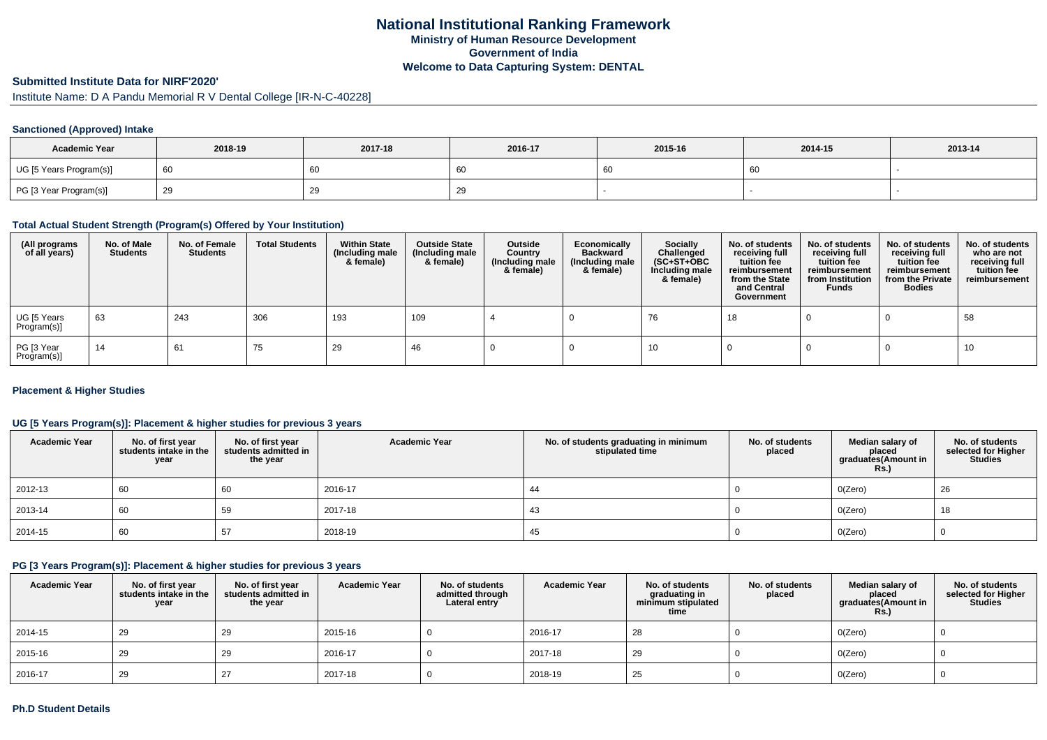# National Institutional Ranking Framework

**Ministry of Human Resource Development**

**Government of India**

**Welcome to Data Capturing System: DENTAL**

## Submitted Institute Data for NIRF'2020'

Institute Name: D A Pandu Memorial R V Dental College [IR-N-C-40228]

### Sanctioned (Approved) Intake

| Academic Year | 2018-19 | 2017-18 | 2016-17 | 2015-16 | 2014-15 | 2013-14 |
|---|---|---|---|---|---|---|
| UG [5 Years Program(s)] | 60 | 60 | 60 | 60 | 60 | - |
| PG [3 Year Program(s)] | 29 | 29 | 29 | - | - | - |

### Total Actual Student Strength (Program(s) Offered by Your Institution)

| (All programs of all years) | No. of Male Students | No. of Female Students | Total Students | Within State (Including male & female) | Outside State (Including male & female) | Outside Country (Including male & female) | Economically Backward (Including male & female) | Socially Challenged (SC+ST+OBC Including male & female) | No. of students receiving full tuition fee reimbursement from the State and Central Government | No. of students receiving full tuition fee reimbursement from Institution Funds | No. of students receiving full tuition fee reimbursement from the Private Bodies | No. of students who are not receiving full tuition fee reimbursement |
|---|---|---|---|---|---|---|---|---|---|---|---|---|
| UG [5 Years Program(s)] | 63 | 243 | 306 | 193 | 109 | 4 | 0 | 76 | 18 | 0 | 0 | 58 |
| PG [3 Year Program(s)] | 14 | 61 | 75 | 29 | 46 | 0 | 0 | 10 | 0 | 0 | 0 | 10 |

### Placement & Higher Studies

### UG [5 Years Program(s)]: Placement & higher studies for previous 3 years

| Academic Year | No. of first year students intake in the year | No. of first year students admitted in the year | Academic Year | No. of students graduating in minimum stipulated time | No. of students placed | Median salary of placed graduates(Amount in Rs.) | No. of students selected for Higher Studies |
|---|---|---|---|---|---|---|---|
| 2012-13 | 60 | 60 | 2016-17 | 44 | 0 | 0(Zero) | 26 |
| 2013-14 | 60 | 59 | 2017-18 | 43 | 0 | 0(Zero) | 18 |
| 2014-15 | 60 | 57 | 2018-19 | 45 | 0 | 0(Zero) | 0 |

### PG [3 Years Program(s)]: Placement & higher studies for previous 3 years

| Academic Year | No. of first year students intake in the year | No. of first year students admitted in the year | Academic Year | No. of students admitted through Lateral entry | Academic Year | No. of students graduating in minimum stipulated time | No. of students placed | Median salary of placed graduates(Amount in Rs.) | No. of students selected for Higher Studies |
|---|---|---|---|---|---|---|---|---|---|
| 2014-15 | 29 | 29 | 2015-16 | 0 | 2016-17 | 28 | 0 | 0(Zero) | 0 |
| 2015-16 | 29 | 29 | 2016-17 | 0 | 2017-18 | 29 | 0 | 0(Zero) | 0 |
| 2016-17 | 29 | 27 | 2017-18 | 0 | 2018-19 | 25 | 0 | 0(Zero) | 0 |

### Ph.D Student Details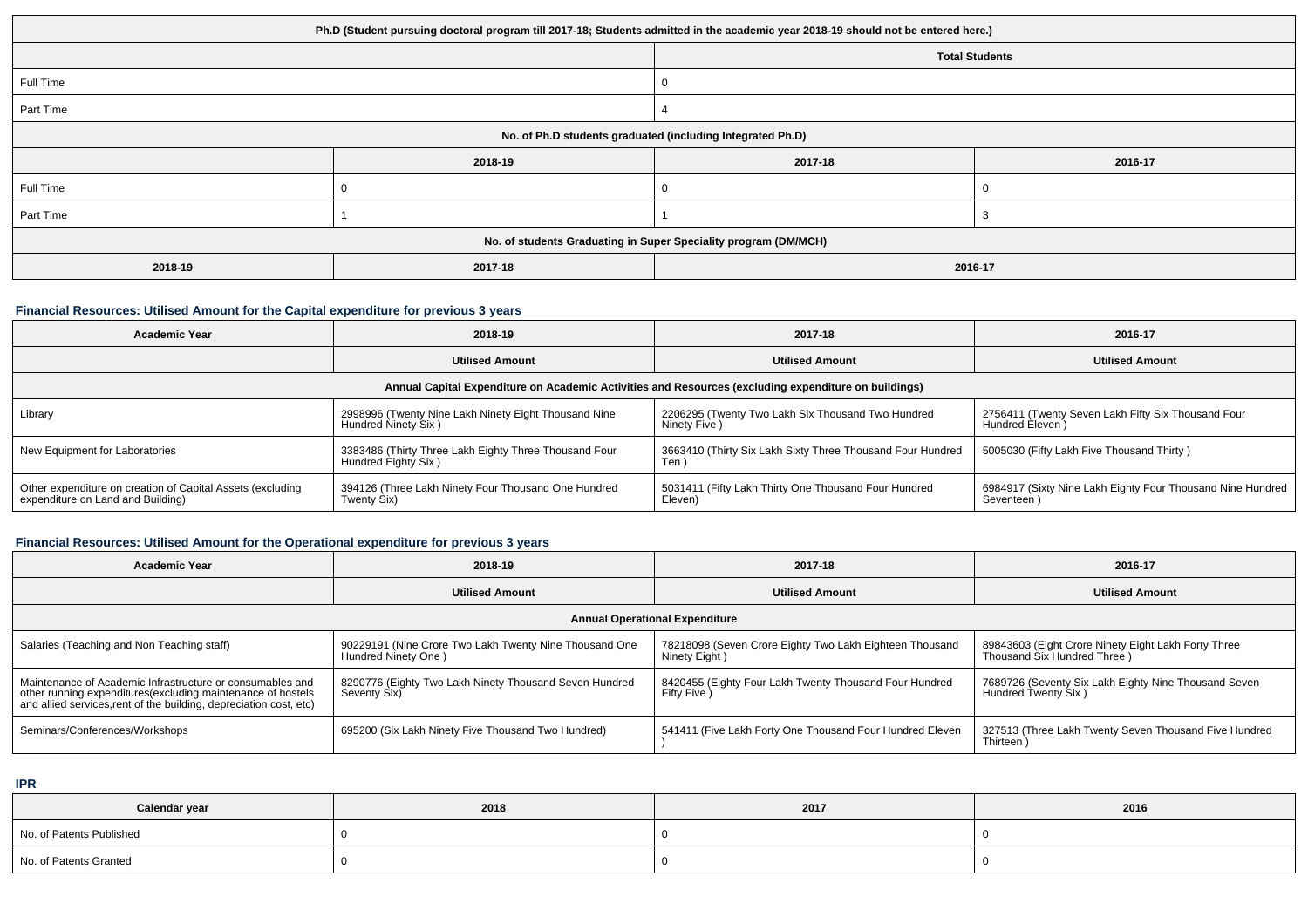| Ph.D (Student pursuing doctoral program till 2017-18; Students admitted in the academic year 2018-19 should not be entered here.) | | | |
|---|---|---|---|
| | | Total Students | |
| Full Time | | 0 | |
| Part Time | | 4 | |
| No. of Ph.D students graduated (including Integrated Ph.D) | | | |
| | 2018-19 | 2017-18 | 2016-17 |
| Full Time | 0 | 0 | 0 |
| Part Time | 1 | 1 | 3 |
| No. of students Graduating in Super Speciality program (DM/MCH) | | | |
| 2018-19 | 2017-18 | 2016-17 | |

### Financial Resources: Utilised Amount for the Capital expenditure for previous 3 years

| Academic Year | 2018-19 | 2017-18 | 2016-17 |
|---|---|---|---|
| | Utilised Amount | Utilised Amount | Utilised Amount |
| Annual Capital Expenditure on Academic Activities and Resources (excluding expenditure on buildings) | | | |
| Library | 2998996 (Twenty Nine Lakh Ninety Eight Thousand Nine Hundred Ninety Six ) | 2206295 (Twenty Two Lakh Six Thousand Two Hundred Ninety Five ) | 2756411 (Twenty Seven Lakh Fifty Six Thousand Four Hundred Eleven ) |
| New Equipment for Laboratories | 3383486 (Thirty Three Lakh Eighty Three Thousand Four Hundred Eighty Six ) | 3663410 (Thirty Six Lakh Sixty Three Thousand Four Hundred Ten ) | 5005030 (Fifty Lakh Five Thousand Thirty ) |
| Other expenditure on creation of Capital Assets (excluding expenditure on Land and Building) | 394126 (Three Lakh Ninety Four Thousand One Hundred Twenty Six) | 5031411 (Fifty Lakh Thirty One Thousand Four Hundred Eleven) | 6984917 (Sixty Nine Lakh Eighty Four Thousand Nine Hundred Seventeen ) |

### Financial Resources: Utilised Amount for the Operational expenditure for previous 3 years

| Academic Year | 2018-19 | 2017-18 | 2016-17 |
|---|---|---|---|
| | Utilised Amount | Utilised Amount | Utilised Amount |
| Annual Operational Expenditure | | | |
| Salaries (Teaching and Non Teaching staff) | 90229191 (Nine Crore Two Lakh Twenty Nine Thousand One Hundred Ninety One ) | 78218098 (Seven Crore Eighty Two Lakh Eighteen Thousand Ninety Eight ) | 89843603 (Eight Crore Ninety Eight Lakh Forty Three Thousand Six Hundred Three ) |
| Maintenance of Academic Infrastructure or consumables and other running expenditures(excluding maintenance of hostels and allied services,rent of the building, depreciation cost, etc) | 8290776 (Eighty Two Lakh Ninety Thousand Seven Hundred Seventy Six) | 8420455 (Eighty Four Lakh Twenty Thousand Four Hundred Fifty Five ) | 7689726 (Seventy Six Lakh Eighty Nine Thousand Seven Hundred Twenty Six ) |
| Seminars/Conferences/Workshops | 695200 (Six Lakh Ninety Five Thousand Two Hundred) | 541411 (Five Lakh Forty One Thousand Four Hundred Eleven ) | 327513 (Three Lakh Twenty Seven Thousand Five Hundred Thirteen ) |

### IPR

| Calendar year | 2018 | 2017 | 2016 |
|---|---|---|---|
| No. of Patents Published | 0 | 0 | 0 |
| No. of Patents Granted | 0 | 0 | 0 |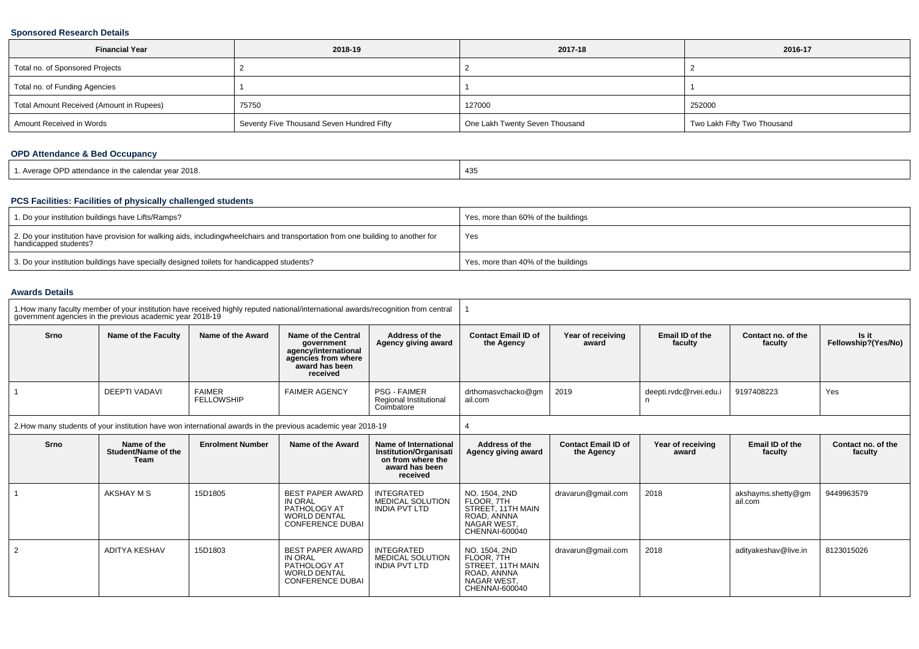### Sponsored Research Details

| Financial Year | 2018-19 | 2017-18 | 2016-17 |
|---|---|---|---|
| Total no. of Sponsored Projects | 2 | 2 | 2 |
| Total no. of Funding Agencies | 1 | 1 | 1 |
| Total Amount Received (Amount in Rupees) | 75750 | 127000 | 252000 |
| Amount Received in Words | Seventy Five Thousand Seven Hundred Fifty | One Lakh Twenty Seven Thousand | Two Lakh Fifty Two Thousand |

### OPD Attendance & Bed Occupancy

| | |
|---|---|
| 1. Average OPD attendance in the calendar year 2018. | 435 |

### PCS Facilities: Facilities of physically challenged students

| | |
|---|---|
| 1. Do your institution buildings have Lifts/Ramps? | Yes, more than 60% of the buildings |
| 2. Do your institution have provision for walking aids, includingwheelchairs and transportation from one building to another for handicapped students? | Yes |
| 3. Do your institution buildings have specially designed toilets for handicapped students? | Yes, more than 40% of the buildings |

### Awards Details

| 1.How many faculty member of your institution have received highly reputed national/international awards/recognition from central government agencies in the previous academic year 2018-19 | | | | | 1 | | | | |
|---|---|---|---|---|---|---|---|---|---|
| **Srno** | **Name of the Faculty** | **Name of the Award** | **Name of the Central government agency/international agencies from where award has been received** | **Address of the Agency giving award** | **Contact Email ID of the Agency** | **Year of receiving award** | **Email ID of the faculty** | **Contact no. of the faculty** | **Is it Fellowship?(Yes/No)** |
| 1 | DEEPTI VADAVI | FAIMER FELLOWSHIP | FAIMER AGENCY | PSG - FAIMER Regional Institutional Coimbatore | drthomasvchacko@gmail.com | 2019 | deepti.rvdc@rvei.edu.in | 9197408223 | Yes |

| 2.How many students of your institution have won international awards in the previous academic year 2018-19 | | | | | 4 | | | | |
|---|---|---|---|---|---|---|---|---|---|
| **Srno** | **Name of the Student/Name of the Team** | **Enrolment Number** | **Name of the Award** | **Name of International Institution/Organisation from where the award has been received** | **Address of the Agency giving award** | **Contact Email ID of the Agency** | **Year of receiving award** | **Email ID of the faculty** | **Contact no. of the faculty** |
| 1 | AKSHAY M S | 15D1805 | BEST PAPER AWARD IN ORAL PATHOLOGY AT WORLD DENTAL CONFERENCE DUBAI | INTEGRATED MEDICAL SOLUTION INDIA PVT LTD | NO. 1504, 2ND FLOOR, 7TH STREET, 11TH MAIN ROAD, ANNNA NAGAR WEST, CHENNAI-600040 | dravarun@gmail.com | 2018 | akshayms.shetty@gmail.com | 9449963579 |
| 2 | ADITYA KESHAV | 15D1803 | BEST PAPER AWARD IN ORAL PATHOLOGY AT WORLD DENTAL CONFERENCE DUBAI | INTEGRATED MEDICAL SOLUTION INDIA PVT LTD | NO. 1504, 2ND FLOOR, 7TH STREET, 11TH MAIN ROAD, ANNNA NAGAR WEST, CHENNAI-600040 | dravarun@gmail.com | 2018 | adityakeshav@live.in | 8123015026 |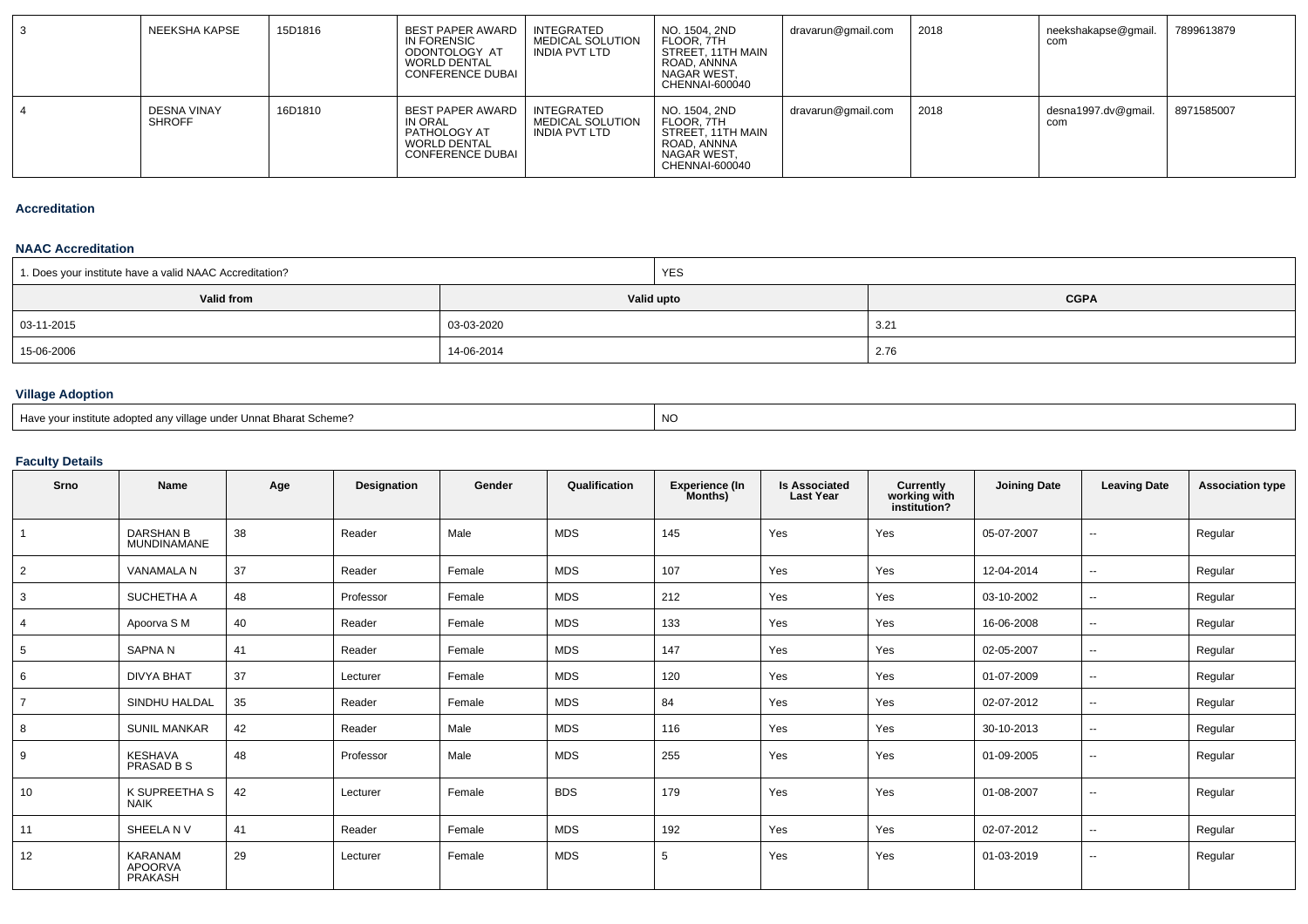| 3 | NEEKSHA KAPSE | 15D1816 | BEST PAPER AWARD IN FORENSIC ODONTOLOGY AT WORLD DENTAL CONFERENCE DUBAI | INTEGRATED MEDICAL SOLUTION INDIA PVT LTD | NO. 1504, 2ND FLOOR, 7TH STREET, 11TH MAIN ROAD, ANNNA NAGAR WEST, CHENNAI-600040 | dravarun@gmail.com | 2018 | neekshakapse@gmail.com | 7899613879 |
|---|---|---|---|---|---|---|---|---|---|
| 4 | DESNA VINAY SHROFF | 16D1810 | BEST PAPER AWARD IN ORAL PATHOLOGY AT WORLD DENTAL CONFERENCE DUBAI | INTEGRATED MEDICAL SOLUTION INDIA PVT LTD | NO. 1504, 2ND FLOOR, 7TH STREET, 11TH MAIN ROAD, ANNNA NAGAR WEST, CHENNAI-600040 | dravarun@gmail.com | 2018 | desna1997.dv@gmail.com | 8971585007 |

## Accreditation

### NAAC Accreditation

| 1. Does your institute have a valid NAAC Accreditation? | YES | |
|---|---|---|
| **Valid from** | **Valid upto** | **CGPA** |
| 03-11-2015 | 03-03-2020 | 3.21 |
| 15-06-2006 | 14-06-2014 | 2.76 |

### Village Adoption

| Have your institute adopted any village under Unnat Bharat Scheme? | NO |
|---|---|

### Faculty Details

| Srno | Name | Age | Designation | Gender | Qualification | Experience (In Months) | Is Associated Last Year | Currently working with institution? | Joining Date | Leaving Date | Association type |
|---|---|---|---|---|---|---|---|---|---|---|---|
| 1 | DARSHAN B MUNDINAMANE | 38 | Reader | Male | MDS | 145 | Yes | Yes | 05-07-2007 | -- | Regular |
| 2 | VANAMALA N | 37 | Reader | Female | MDS | 107 | Yes | Yes | 12-04-2014 | -- | Regular |
| 3 | SUCHETHA A | 48 | Professor | Female | MDS | 212 | Yes | Yes | 03-10-2002 | -- | Regular |
| 4 | Apoorva S M | 40 | Reader | Female | MDS | 133 | Yes | Yes | 16-06-2008 | -- | Regular |
| 5 | SAPNA N | 41 | Reader | Female | MDS | 147 | Yes | Yes | 02-05-2007 | -- | Regular |
| 6 | DIVYA BHAT | 37 | Lecturer | Female | MDS | 120 | Yes | Yes | 01-07-2009 | -- | Regular |
| 7 | SINDHU HALDAL | 35 | Reader | Female | MDS | 84 | Yes | Yes | 02-07-2012 | -- | Regular |
| 8 | SUNIL MANKAR | 42 | Reader | Male | MDS | 116 | Yes | Yes | 30-10-2013 | -- | Regular |
| 9 | KESHAVA PRASAD B S | 48 | Professor | Male | MDS | 255 | Yes | Yes | 01-09-2005 | -- | Regular |
| 10 | K SUPREETHA S NAIK | 42 | Lecturer | Female | BDS | 179 | Yes | Yes | 01-08-2007 | -- | Regular |
| 11 | SHEELA N V | 41 | Reader | Female | MDS | 192 | Yes | Yes | 02-07-2012 | -- | Regular |
| 12 | KARANAM APOORVA PRAKASH | 29 | Lecturer | Female | MDS | 5 | Yes | Yes | 01-03-2019 | -- | Regular |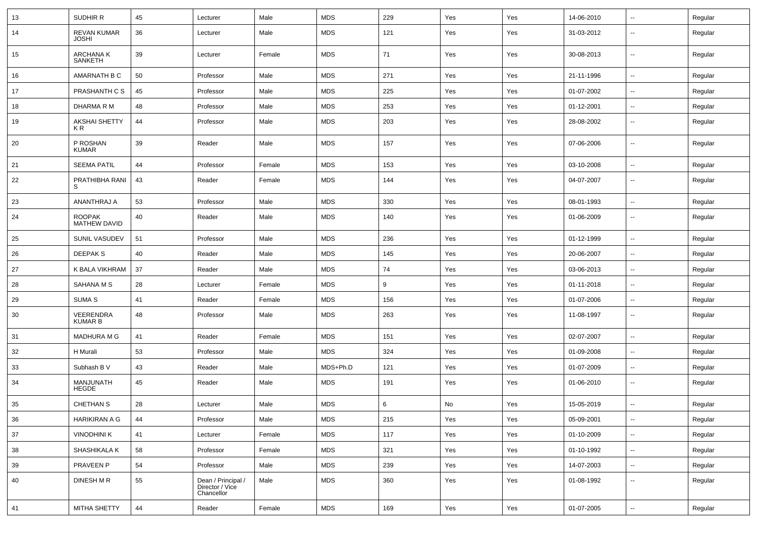| 13 | SUDHIR R | 45 | Lecturer | Male | MDS | 229 | Yes | Yes | 14-06-2010 | -- | Regular |
|---|---|---|---|---|---|---|---|---|---|---|---|
| 14 | REVAN KUMAR JOSHI | 36 | Lecturer | Male | MDS | 121 | Yes | Yes | 31-03-2012 | -- | Regular |
| 15 | ARCHANA K SANKETH | 39 | Lecturer | Female | MDS | 71 | Yes | Yes | 30-08-2013 | -- | Regular |
| 16 | AMARNATH B C | 50 | Professor | Male | MDS | 271 | Yes | Yes | 21-11-1996 | -- | Regular |
| 17 | PRASHANTH C S | 45 | Professor | Male | MDS | 225 | Yes | Yes | 01-07-2002 | -- | Regular |
| 18 | DHARMA R M | 48 | Professor | Male | MDS | 253 | Yes | Yes | 01-12-2001 | -- | Regular |
| 19 | AKSHAI SHETTY K R | 44 | Professor | Male | MDS | 203 | Yes | Yes | 28-08-2002 | -- | Regular |
| 20 | P ROSHAN KUMAR | 39 | Reader | Male | MDS | 157 | Yes | Yes | 07-06-2006 | -- | Regular |
| 21 | SEEMA PATIL | 44 | Professor | Female | MDS | 153 | Yes | Yes | 03-10-2008 | -- | Regular |
| 22 | PRATHIBHA RANI S | 43 | Reader | Female | MDS | 144 | Yes | Yes | 04-07-2007 | -- | Regular |
| 23 | ANANTHRAJ A | 53 | Professor | Male | MDS | 330 | Yes | Yes | 08-01-1993 | -- | Regular |
| 24 | ROOPAK MATHEW DAVID | 40 | Reader | Male | MDS | 140 | Yes | Yes | 01-06-2009 | -- | Regular |
| 25 | SUNIL VASUDEV | 51 | Professor | Male | MDS | 236 | Yes | Yes | 01-12-1999 | -- | Regular |
| 26 | DEEPAK S | 40 | Reader | Male | MDS | 145 | Yes | Yes | 20-06-2007 | -- | Regular |
| 27 | K BALA VIKHRAM | 37 | Reader | Male | MDS | 74 | Yes | Yes | 03-06-2013 | -- | Regular |
| 28 | SAHANA M S | 28 | Lecturer | Female | MDS | 9 | Yes | Yes | 01-11-2018 | -- | Regular |
| 29 | SUMA S | 41 | Reader | Female | MDS | 156 | Yes | Yes | 01-07-2006 | -- | Regular |
| 30 | VEERENDRA KUMAR B | 48 | Professor | Male | MDS | 263 | Yes | Yes | 11-08-1997 | -- | Regular |
| 31 | MADHURA M G | 41 | Reader | Female | MDS | 151 | Yes | Yes | 02-07-2007 | -- | Regular |
| 32 | H Murali | 53 | Professor | Male | MDS | 324 | Yes | Yes | 01-09-2008 | -- | Regular |
| 33 | Subhash B V | 43 | Reader | Male | MDS+Ph.D | 121 | Yes | Yes | 01-07-2009 | -- | Regular |
| 34 | MANJUNATH HEGDE | 45 | Reader | Male | MDS | 191 | Yes | Yes | 01-06-2010 | -- | Regular |
| 35 | CHETHAN S | 28 | Lecturer | Male | MDS | 6 | No | Yes | 15-05-2019 | -- | Regular |
| 36 | HARIKIRAN A G | 44 | Professor | Male | MDS | 215 | Yes | Yes | 05-09-2001 | -- | Regular |
| 37 | VINODHINI K | 41 | Lecturer | Female | MDS | 117 | Yes | Yes | 01-10-2009 | -- | Regular |
| 38 | SHASHIKALA K | 58 | Professor | Female | MDS | 321 | Yes | Yes | 01-10-1992 | -- | Regular |
| 39 | PRAVEEN P | 54 | Professor | Male | MDS | 239 | Yes | Yes | 14-07-2003 | -- | Regular |
| 40 | DINESH M R | 55 | Dean / Principal / Director / Vice Chancellor | Male | MDS | 360 | Yes | Yes | 01-08-1992 | -- | Regular |
| 41 | MITHA SHETTY | 44 | Reader | Female | MDS | 169 | Yes | Yes | 01-07-2005 | -- | Regular |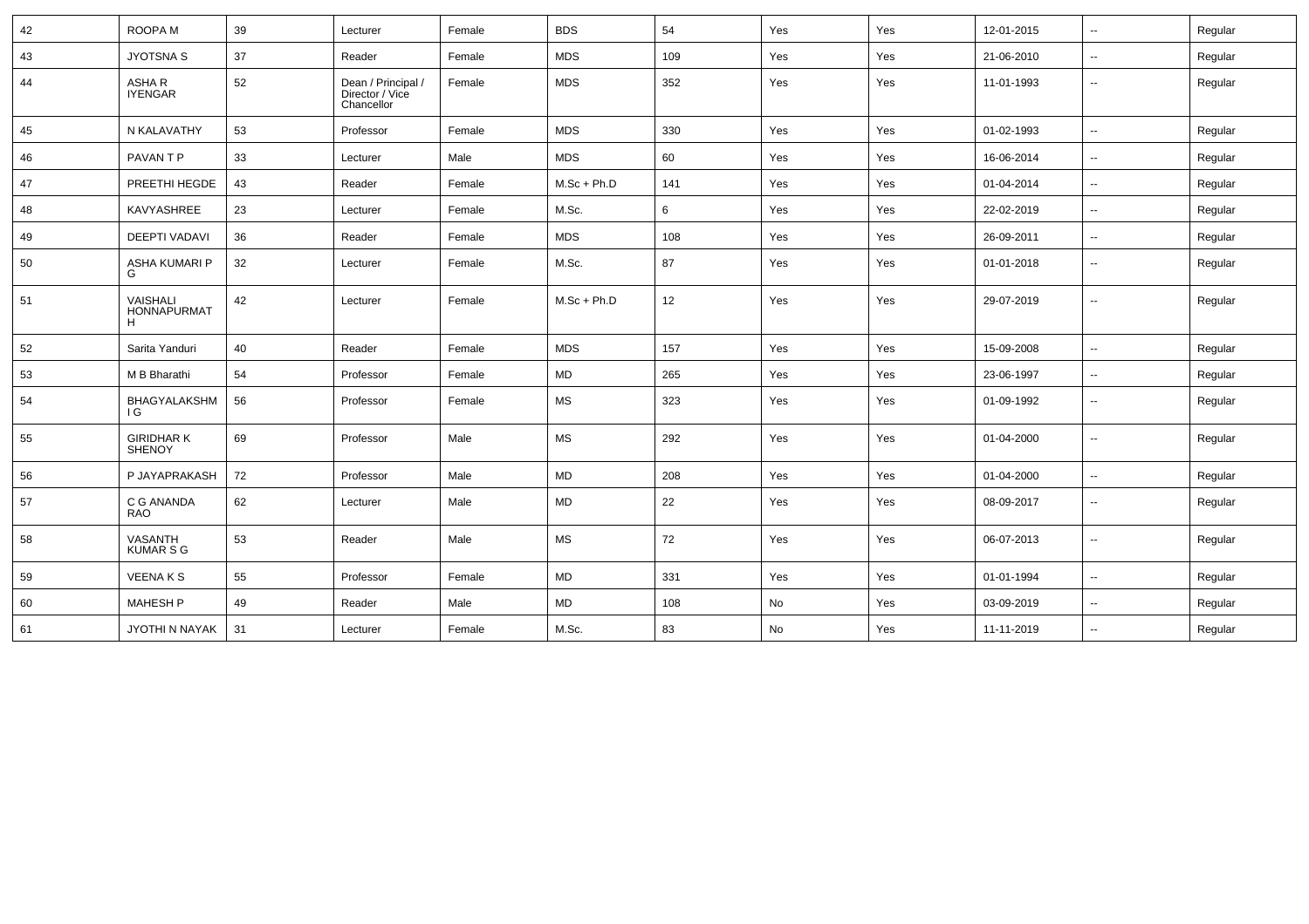| | | | | | | | | | | | |
|---|---|---|---|---|---|---|---|---|---|---|---|
| 42 | ROOPA M | 39 | Lecturer | Female | BDS | 54 | Yes | Yes | 12-01-2015 | -- | Regular |
| 43 | JYOTSNA S | 37 | Reader | Female | MDS | 109 | Yes | Yes | 21-06-2010 | -- | Regular |
| 44 | ASHA R IYENGAR | 52 | Dean / Principal / Director / Vice Chancellor | Female | MDS | 352 | Yes | Yes | 11-01-1993 | -- | Regular |
| 45 | N KALAVATHY | 53 | Professor | Female | MDS | 330 | Yes | Yes | 01-02-1993 | -- | Regular |
| 46 | PAVAN T P | 33 | Lecturer | Male | MDS | 60 | Yes | Yes | 16-06-2014 | -- | Regular |
| 47 | PREETHI HEGDE | 43 | Reader | Female | M.Sc + Ph.D | 141 | Yes | Yes | 01-04-2014 | -- | Regular |
| 48 | KAVYASHREE | 23 | Lecturer | Female | M.Sc. | 6 | Yes | Yes | 22-02-2019 | -- | Regular |
| 49 | DEEPTI VADAVI | 36 | Reader | Female | MDS | 108 | Yes | Yes | 26-09-2011 | -- | Regular |
| 50 | ASHA KUMARI P G | 32 | Lecturer | Female | M.Sc. | 87 | Yes | Yes | 01-01-2018 | -- | Regular |
| 51 | VAISHALI HONNAPURMAT H | 42 | Lecturer | Female | M.Sc + Ph.D | 12 | Yes | Yes | 29-07-2019 | -- | Regular |
| 52 | Sarita Yanduri | 40 | Reader | Female | MDS | 157 | Yes | Yes | 15-09-2008 | -- | Regular |
| 53 | M B Bharathi | 54 | Professor | Female | MD | 265 | Yes | Yes | 23-06-1997 | -- | Regular |
| 54 | BHAGYALAKSHM I G | 56 | Professor | Female | MS | 323 | Yes | Yes | 01-09-1992 | -- | Regular |
| 55 | GIRIDHAR K SHENOY | 69 | Professor | Male | MS | 292 | Yes | Yes | 01-04-2000 | -- | Regular |
| 56 | P JAYAPRAKASH | 72 | Professor | Male | MD | 208 | Yes | Yes | 01-04-2000 | -- | Regular |
| 57 | C G ANANDA RAO | 62 | Lecturer | Male | MD | 22 | Yes | Yes | 08-09-2017 | -- | Regular |
| 58 | VASANTH KUMAR S G | 53 | Reader | Male | MS | 72 | Yes | Yes | 06-07-2013 | -- | Regular |
| 59 | VEENA K S | 55 | Professor | Female | MD | 331 | Yes | Yes | 01-01-1994 | -- | Regular |
| 60 | MAHESH P | 49 | Reader | Male | MD | 108 | No | Yes | 03-09-2019 | -- | Regular |
| 61 | JYOTHI N NAYAK | 31 | Lecturer | Female | M.Sc. | 83 | No | Yes | 11-11-2019 | -- | Regular |